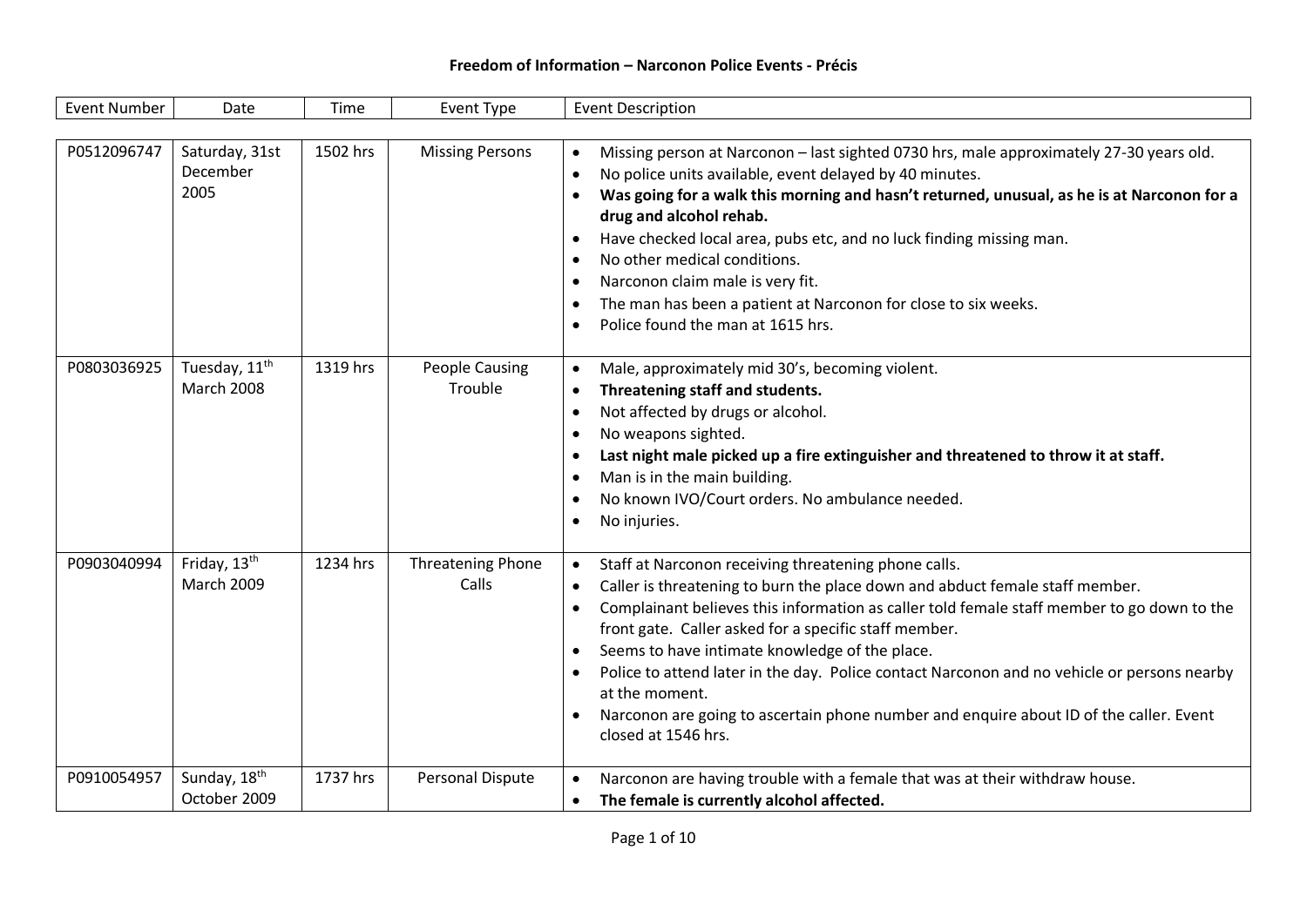**Freedom of Information – Narconon Police Events - Précis**

| Event Number | Date | Time | Event Type | Event Description |
|---|---|---|---|---|
| P0512096747 | Saturday, 31st December 2005 | 1502 hrs | Missing Persons | • Missing person at Narconon – last sighted 0730 hrs, male approximately 27-30 years old.<br>• No police units available, event delayed by 40 minutes.<br>• **Was going for a walk this morning and hasn't returned, unusual, as he is at Narconon for a drug and alcohol rehab.**<br>• Have checked local area, pubs etc, and no luck finding missing man.<br>• No other medical conditions.<br>• Narconon claim male is very fit.<br>• The man has been a patient at Narconon for close to six weeks.<br>• Police found the man at 1615 hrs. |
| P0803036925 | Tuesday, 11th March 2008 | 1319 hrs | People Causing Trouble | • Male, approximately mid 30's, becoming violent.<br>• **Threatening staff and students.**<br>• Not affected by drugs or alcohol.<br>• No weapons sighted.<br>• **Last night male picked up a fire extinguisher and threatened to throw it at staff.**<br>• Man is in the main building.<br>• No known IVO/Court orders. No ambulance needed.<br>• No injuries. |
| P0903040994 | Friday, 13th March 2009 | 1234 hrs | Threatening Phone Calls | • Staff at Narconon receiving threatening phone calls.<br>• Caller is threatening to burn the place down and abduct female staff member.<br>• Complainant believes this information as caller told female staff member to go down to the front gate. Caller asked for a specific staff member.<br>• Seems to have intimate knowledge of the place.<br>• Police to attend later in the day. Police contact Narconon and no vehicle or persons nearby at the moment.<br>• Narconon are going to ascertain phone number and enquire about ID of the caller. Event closed at 1546 hrs. |
| P0910054957 | Sunday, 18th October 2009 | 1737 hrs | Personal Dispute | • Narconon are having trouble with a female that was at their withdraw house.<br>• **The female is currently alcohol affected.** |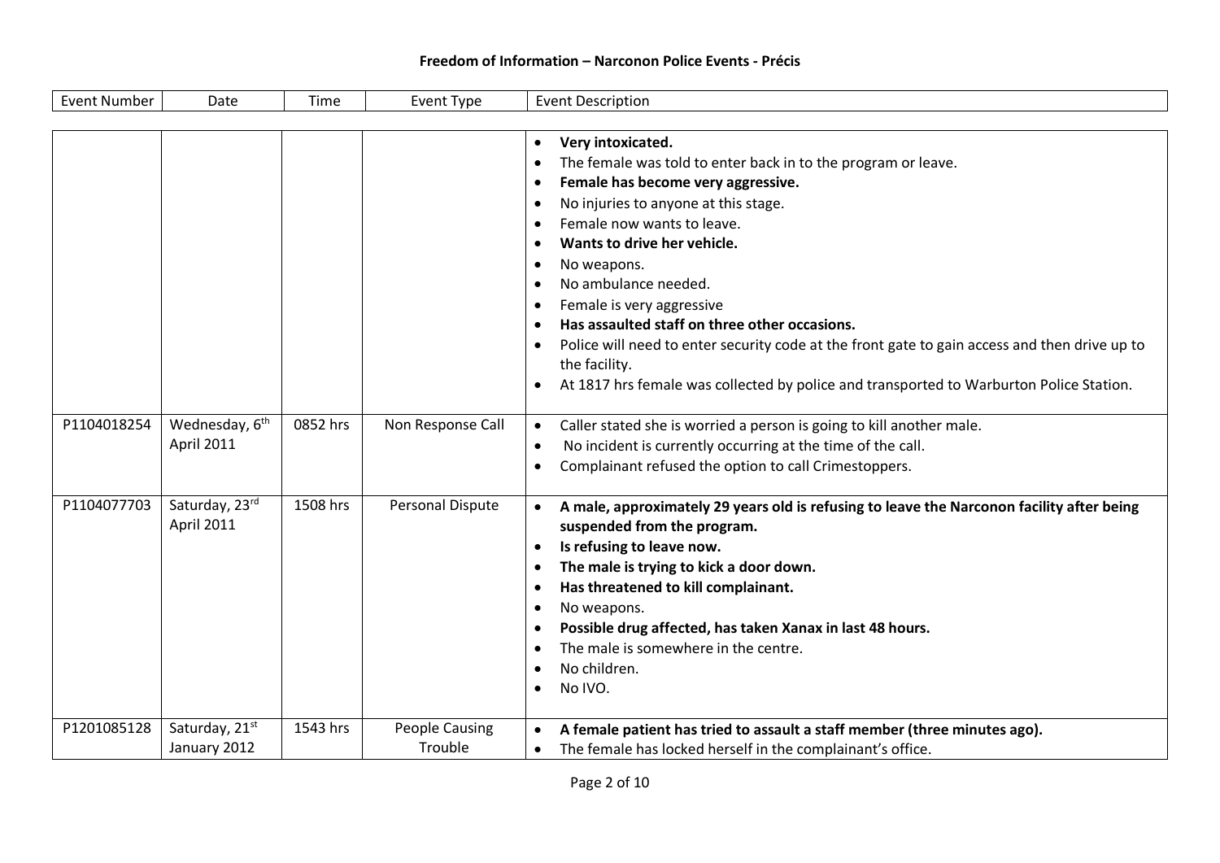# Freedom of Information – Narconon Police Events - Précis

| Event Number | Date | Time | Event Type | Event Description |
|---|---|---|---|---|
| | | | | • **Very intoxicated.**<br>• The female was told to enter back in to the program or leave.<br>• **Female has become very aggressive.**<br>• No injuries to anyone at this stage.<br>• Female now wants to leave.<br>• **Wants to drive her vehicle.**<br>• No weapons.<br>• No ambulance needed.<br>• Female is very aggressive<br>• **Has assaulted staff on three other occasions.**<br>• Police will need to enter security code at the front gate to gain access and then drive up to the facility.<br>• At 1817 hrs female was collected by police and transported to Warburton Police Station. |
| P1104018254 | Wednesday, 6th April 2011 | 0852 hrs | Non Response Call | • Caller stated she is worried a person is going to kill another male.<br>• No incident is currently occurring at the time of the call.<br>• Complainant refused the option to call Crimestoppers. |
| P1104077703 | Saturday, 23rd April 2011 | 1508 hrs | Personal Dispute | • **A male, approximately 29 years old is refusing to leave the Narconon facility after being suspended from the program.**<br>• **Is refusing to leave now.**<br>• **The male is trying to kick a door down.**<br>• **Has threatened to kill complainant.**<br>• No weapons.<br>• **Possible drug affected, has taken Xanax in last 48 hours.**<br>• The male is somewhere in the centre.<br>• No children.<br>• No IVO. |
| P1201085128 | Saturday, 21st January 2012 | 1543 hrs | People Causing Trouble | • **A female patient has tried to assault a staff member (three minutes ago).**<br>• The female has locked herself in the complainant's office. |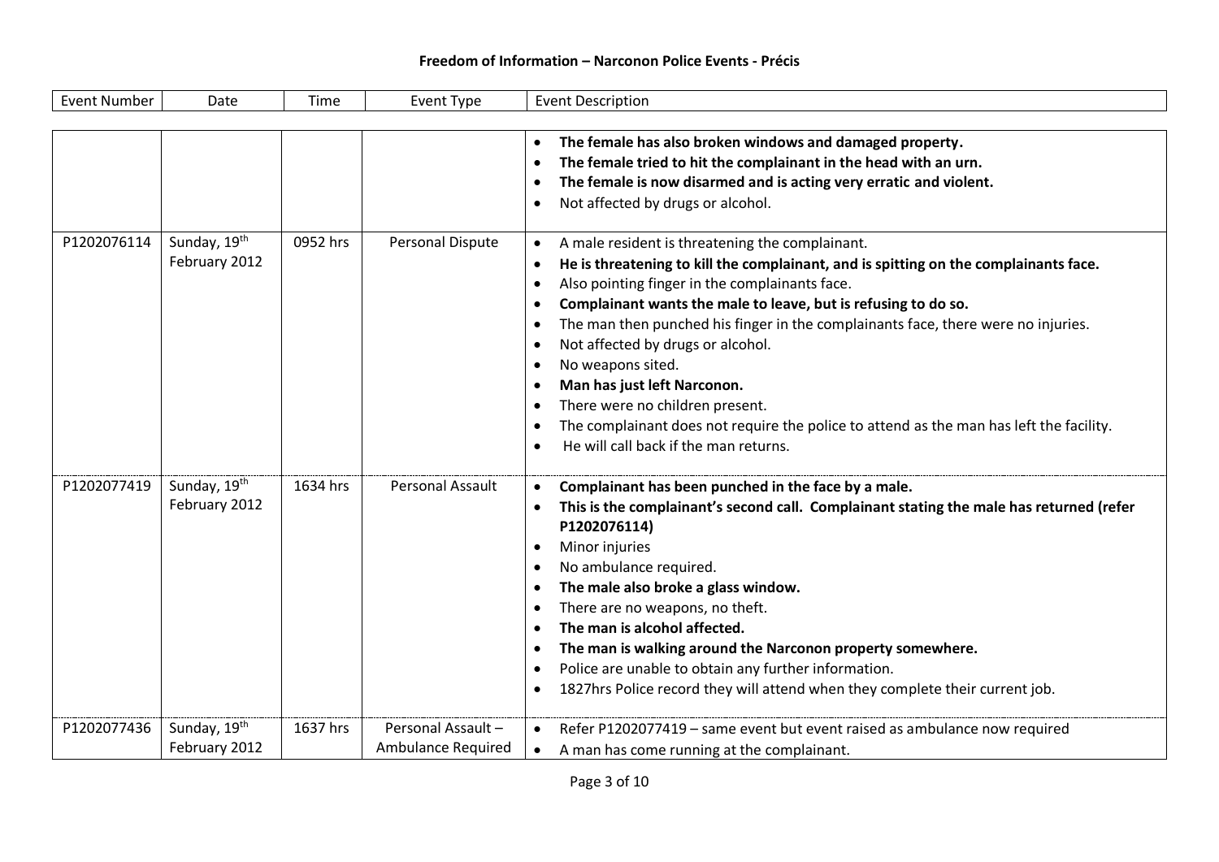**Freedom of Information – Narconon Police Events - Précis**

| Event Number | Date | Time | Event Type | Event Description |
|---|---|---|---|---|
| | | | | • **The female has also broken windows and damaged property.**<br>• **The female tried to hit the complainant in the head with an urn.**<br>• **The female is now disarmed and is acting very erratic and violent.**<br>• Not affected by drugs or alcohol. |
| P1202076114 | Sunday, 19th February 2012 | 0952 hrs | Personal Dispute | • A male resident is threatening the complainant.<br>• **He is threatening to kill the complainant, and is spitting on the complainants face.**<br>• Also pointing finger in the complainants face.<br>• **Complainant wants the male to leave, but is refusing to do so.**<br>• The man then punched his finger in the complainants face, there were no injuries.<br>• Not affected by drugs or alcohol.<br>• No weapons sited.<br>• **Man has just left Narconon.**<br>• There were no children present.<br>• The complainant does not require the police to attend as the man has left the facility.<br>• He will call back if the man returns. |
| P1202077419 | Sunday, 19th February 2012 | 1634 hrs | Personal Assault | • **Complainant has been punched in the face by a male.**<br>• **This is the complainant's second call. Complainant stating the male has returned (refer P1202076114)**<br>• Minor injuries<br>• No ambulance required.<br>• **The male also broke a glass window.**<br>• There are no weapons, no theft.<br>• **The man is alcohol affected.**<br>• **The man is walking around the Narconon property somewhere.**<br>• Police are unable to obtain any further information.<br>• 1827hrs Police record they will attend when they complete their current job. |
| P1202077436 | Sunday, 19th February 2012 | 1637 hrs | Personal Assault – Ambulance Required | • Refer P1202077419 – same event but event raised as ambulance now required<br>• A man has come running at the complainant. |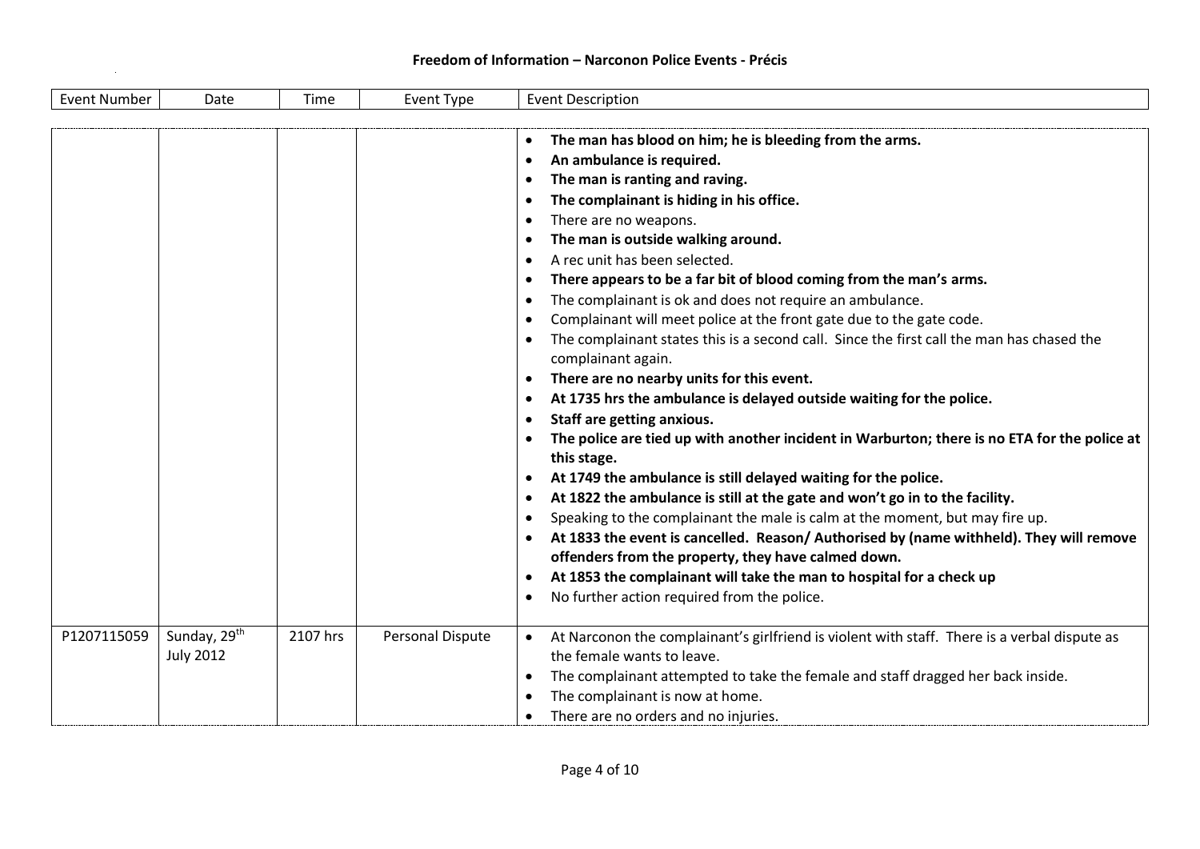# Freedom of Information – Narconon Police Events - Précis

| Event Number | Date | Time | Event Type | Event Description |
|---|---|---|---|---|
| | | | | • **The man has blood on him; he is bleeding from the arms.**<br>• **An ambulance is required.**<br>• **The man is ranting and raving.**<br>• **The complainant is hiding in his office.**<br>• There are no weapons.<br>• **The man is outside walking around.**<br>• A rec unit has been selected.<br>• **There appears to be a far bit of blood coming from the man's arms.**<br>• The complainant is ok and does not require an ambulance.<br>• Complainant will meet police at the front gate due to the gate code.<br>• The complainant states this is a second call. Since the first call the man has chased the complainant again.<br>• **There are no nearby units for this event.**<br>• **At 1735 hrs the ambulance is delayed outside waiting for the police.**<br>• **Staff are getting anxious.**<br>• **The police are tied up with another incident in Warburton; there is no ETA for the police at this stage.**<br>• **At 1749 the ambulance is still delayed waiting for the police.**<br>• **At 1822 the ambulance is still at the gate and won't go in to the facility.**<br>• Speaking to the complainant the male is calm at the moment, but may fire up.<br>• **At 1833 the event is cancelled. Reason/ Authorised by (name withheld). They will remove offenders from the property, they have calmed down.**<br>• **At 1853 the complainant will take the man to hospital for a check up**<br>• No further action required from the police. |
| P1207115059 | Sunday, 29th July 2012 | 2107 hrs | Personal Dispute | • At Narconon the complainant's girlfriend is violent with staff. There is a verbal dispute as the female wants to leave.<br>• The complainant attempted to take the female and staff dragged her back inside.<br>• The complainant is now at home.<br>• There are no orders and no injuries. |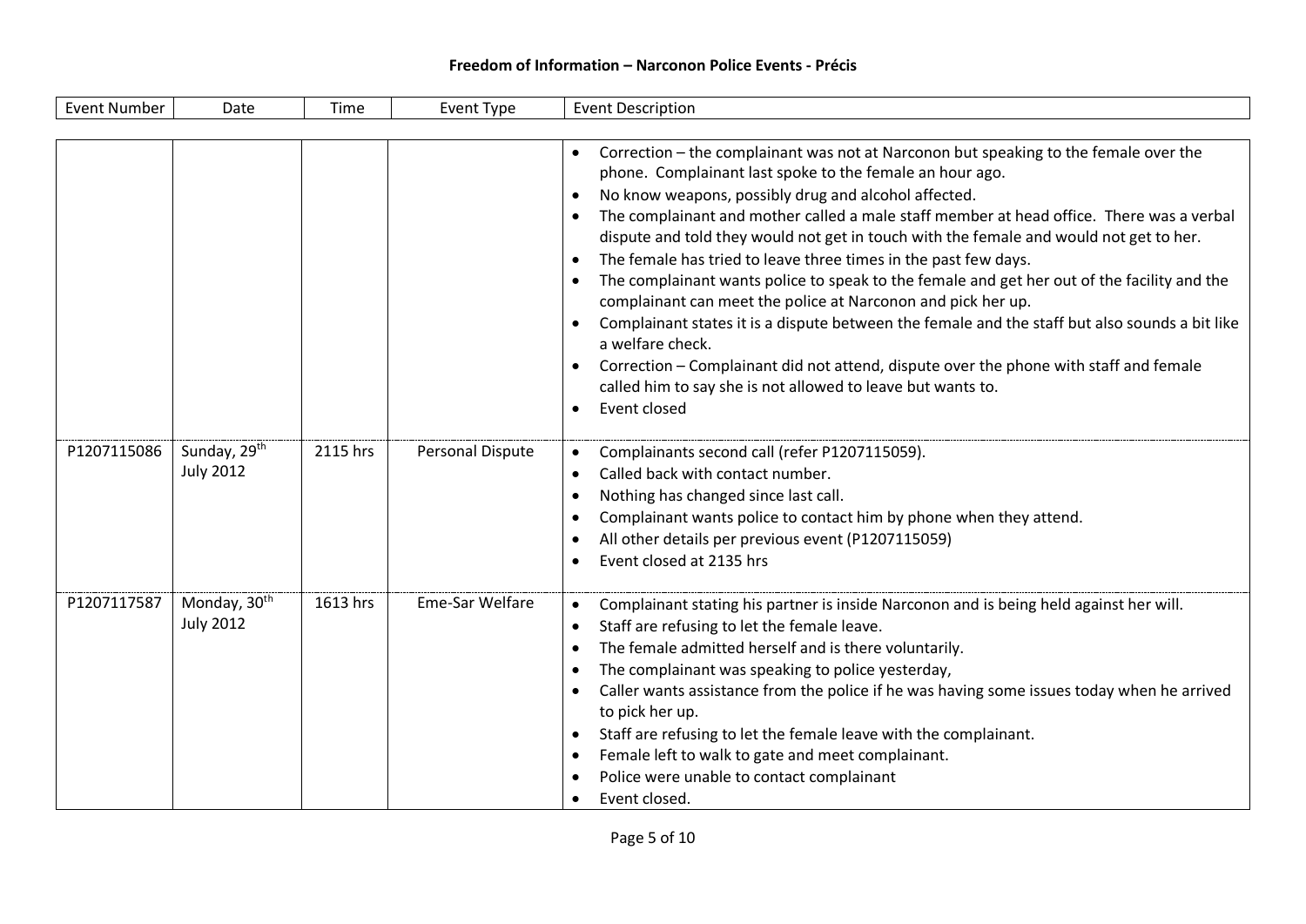# Freedom of Information – Narconon Police Events - Précis

| Event Number | Date | Time | Event Type | Event Description |
|---|---|---|---|---|
| | | | | • Correction – the complainant was not at Narconon but speaking to the female over the phone. Complainant last spoke to the female an hour ago.<br>• No know weapons, possibly drug and alcohol affected.<br>• The complainant and mother called a male staff member at head office. There was a verbal dispute and told they would not get in touch with the female and would not get to her.<br>• The female has tried to leave three times in the past few days.<br>• The complainant wants police to speak to the female and get her out of the facility and the complainant can meet the police at Narconon and pick her up.<br>• Complainant states it is a dispute between the female and the staff but also sounds a bit like a welfare check.<br>• Correction – Complainant did not attend, dispute over the phone with staff and female called him to say she is not allowed to leave but wants to.<br>• Event closed |
| P1207115086 | Sunday, 29th July 2012 | 2115 hrs | Personal Dispute | • Complainants second call (refer P1207115059).<br>• Called back with contact number.<br>• Nothing has changed since last call.<br>• Complainant wants police to contact him by phone when they attend.<br>• All other details per previous event (P1207115059)<br>• Event closed at 2135 hrs |
| P1207117587 | Monday, 30th July 2012 | 1613 hrs | Eme-Sar Welfare | • Complainant stating his partner is inside Narconon and is being held against her will.<br>• Staff are refusing to let the female leave.<br>• The female admitted herself and is there voluntarily.<br>• The complainant was speaking to police yesterday,<br>• Caller wants assistance from the police if he was having some issues today when he arrived to pick her up.<br>• Staff are refusing to let the female leave with the complainant.<br>• Female left to walk to gate and meet complainant.<br>• Police were unable to contact complainant<br>• Event closed. |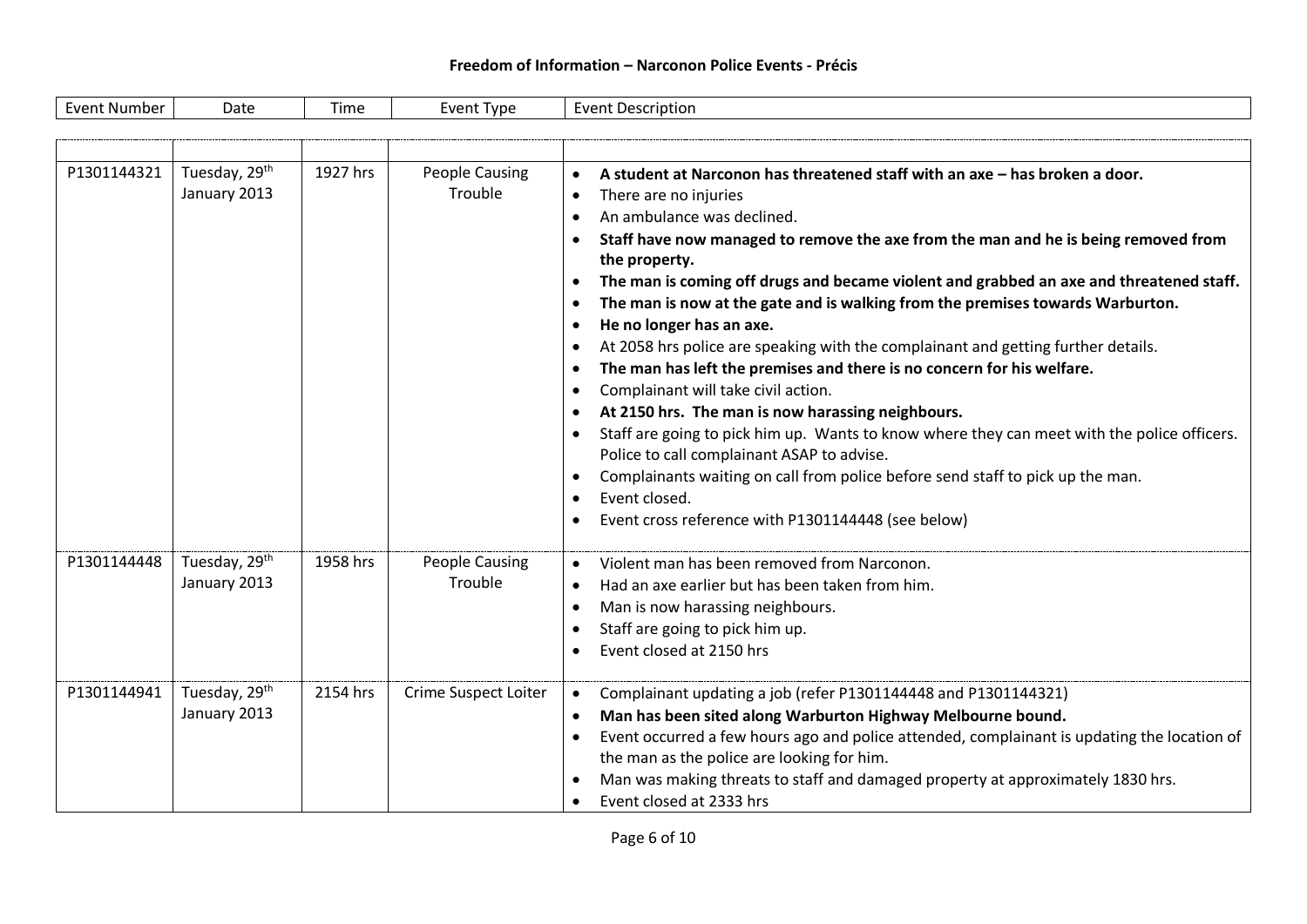**Freedom of Information – Narconon Police Events - Précis**

| Event Number | Date | Time | Event Type | Event Description |
|---|---|---|---|---|
| P1301144321 | Tuesday, 29th January 2013 | 1927 hrs | People Causing Trouble | • **A student at Narconon has threatened staff with an axe – has broken a door.**<br>• There are no injuries<br>• An ambulance was declined.<br>• **Staff have now managed to remove the axe from the man and he is being removed from the property.**<br>• **The man is coming off drugs and became violent and grabbed an axe and threatened staff.**<br>• **The man is now at the gate and is walking from the premises towards Warburton.**<br>• **He no longer has an axe.**<br>• At 2058 hrs police are speaking with the complainant and getting further details.<br>• **The man has left the premises and there is no concern for his welfare.**<br>• Complainant will take civil action.<br>• **At 2150 hrs. The man is now harassing neighbours.**<br>• Staff are going to pick him up. Wants to know where they can meet with the police officers. Police to call complainant ASAP to advise.<br>• Complainants waiting on call from police before send staff to pick up the man.<br>• Event closed.<br>• Event cross reference with P1301144448 (see below) |
| P1301144448 | Tuesday, 29th January 2013 | 1958 hrs | People Causing Trouble | • Violent man has been removed from Narconon.<br>• Had an axe earlier but has been taken from him.<br>• Man is now harassing neighbours.<br>• Staff are going to pick him up.<br>• Event closed at 2150 hrs |
| P1301144941 | Tuesday, 29th January 2013 | 2154 hrs | Crime Suspect Loiter | • Complainant updating a job (refer P1301144448 and P1301144321)<br>• **Man has been sited along Warburton Highway Melbourne bound.**<br>• Event occurred a few hours ago and police attended, complainant is updating the location of the man as the police are looking for him.<br>• Man was making threats to staff and damaged property at approximately 1830 hrs.<br>• Event closed at 2333 hrs |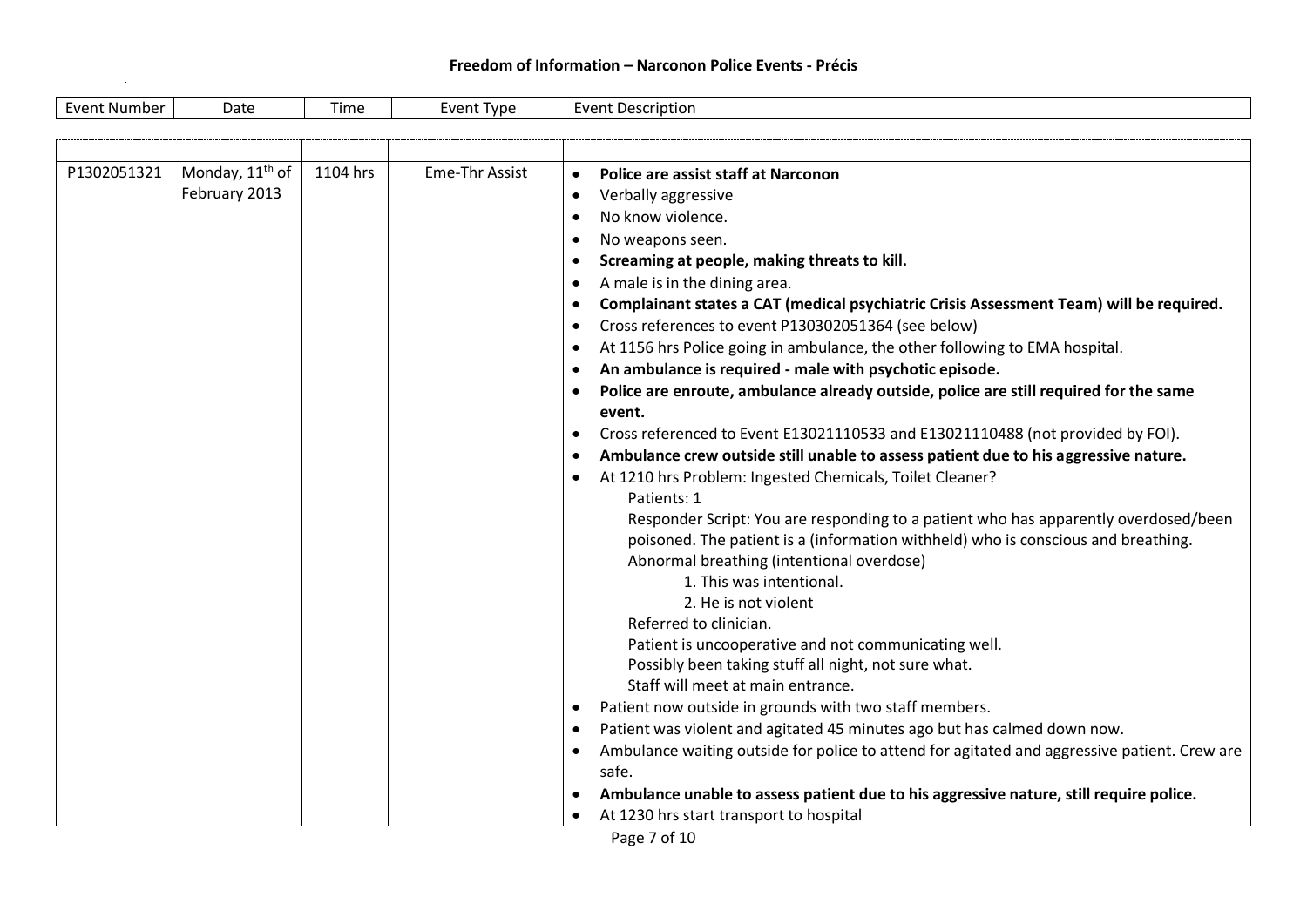**Freedom of Information – Narconon Police Events - Précis**

| Event Number | Date | Time | Event Type | Event Description |
|---|---|---|---|---|
| P1302051321 | Monday, 11th of February 2013 | 1104 hrs | Eme-Thr Assist | • **Police are assist staff at Narconon**<br>• Verbally aggressive<br>• No know violence.<br>• No weapons seen.<br>• **Screaming at people, making threats to kill.**<br>• A male is in the dining area.<br>• **Complainant states a CAT (medical psychiatric Crisis Assessment Team) will be required.**<br>• Cross references to event P130302051364 (see below)<br>• At 1156 hrs Police going in ambulance, the other following to EMA hospital.<br>• **An ambulance is required - male with psychotic episode.**<br>• **Police are enroute, ambulance already outside, police are still required for the same event.**<br>• Cross referenced to Event E13021110533 and E13021110488 (not provided by FOI).<br>• **Ambulance crew outside still unable to assess patient due to his aggressive nature.**<br>• At 1210 hrs Problem: Ingested Chemicals, Toilet Cleaner?<br>Patients: 1<br>Responder Script: You are responding to a patient who has apparently overdosed/been poisoned. The patient is a (information withheld) who is conscious and breathing.<br>Abnormal breathing (intentional overdose)<br>1. This was intentional.<br>2. He is not violent<br>Referred to clinician.<br>Patient is uncooperative and not communicating well.<br>Possibly been taking stuff all night, not sure what.<br>Staff will meet at main entrance.<br>• Patient now outside in grounds with two staff members.<br>• Patient was violent and agitated 45 minutes ago but has calmed down now.<br>• Ambulance waiting outside for police to attend for agitated and aggressive patient. Crew are safe.<br>• **Ambulance unable to assess patient due to his aggressive nature, still require police.**<br>• At 1230 hrs start transport to hospital |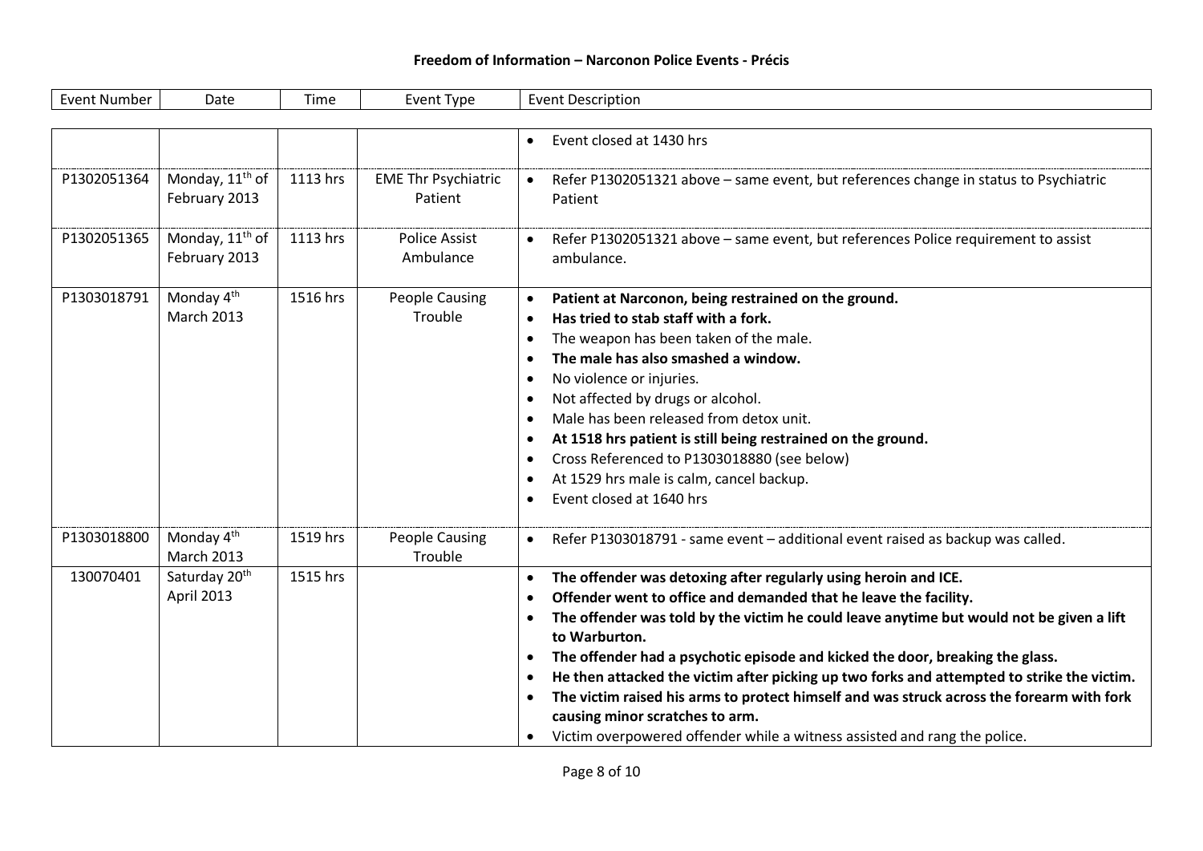## Freedom of Information – Narconon Police Events - Précis

| Event Number | Date | Time | Event Type | Event Description |
|---|---|---|---|---|
| | | | | • Event closed at 1430 hrs |
| P1302051364 | Monday, 11th of February 2013 | 1113 hrs | EME Thr Psychiatric Patient | • Refer P1302051321 above – same event, but references change in status to Psychiatric Patient |
| P1302051365 | Monday, 11th of February 2013 | 1113 hrs | Police Assist Ambulance | • Refer P1302051321 above – same event, but references Police requirement to assist ambulance. |
| P1303018791 | Monday 4th March 2013 | 1516 hrs | People Causing Trouble | • **Patient at Narconon, being restrained on the ground.**<br>• **Has tried to stab staff with a fork.**<br>• The weapon has been taken of the male.<br>• **The male has also smashed a window.**<br>• No violence or injuries.<br>• Not affected by drugs or alcohol.<br>• Male has been released from detox unit.<br>• **At 1518 hrs patient is still being restrained on the ground.**<br>• Cross Referenced to P1303018880 (see below)<br>• At 1529 hrs male is calm, cancel backup.<br>• Event closed at 1640 hrs |
| P1303018800 | Monday 4th March 2013 | 1519 hrs | People Causing Trouble | • Refer P1303018791 - same event – additional event raised as backup was called. |
| 130070401 | Saturday 20th April 2013 | 1515 hrs | | • **The offender was detoxing after regularly using heroin and ICE.**<br>• **Offender went to office and demanded that he leave the facility.**<br>• **The offender was told by the victim he could leave anytime but would not be given a lift to Warburton.**<br>• **The offender had a psychotic episode and kicked the door, breaking the glass.**<br>• **He then attacked the victim after picking up two forks and attempted to strike the victim.**<br>• **The victim raised his arms to protect himself and was struck across the forearm with fork causing minor scratches to arm.**<br>• Victim overpowered offender while a witness assisted and rang the police. |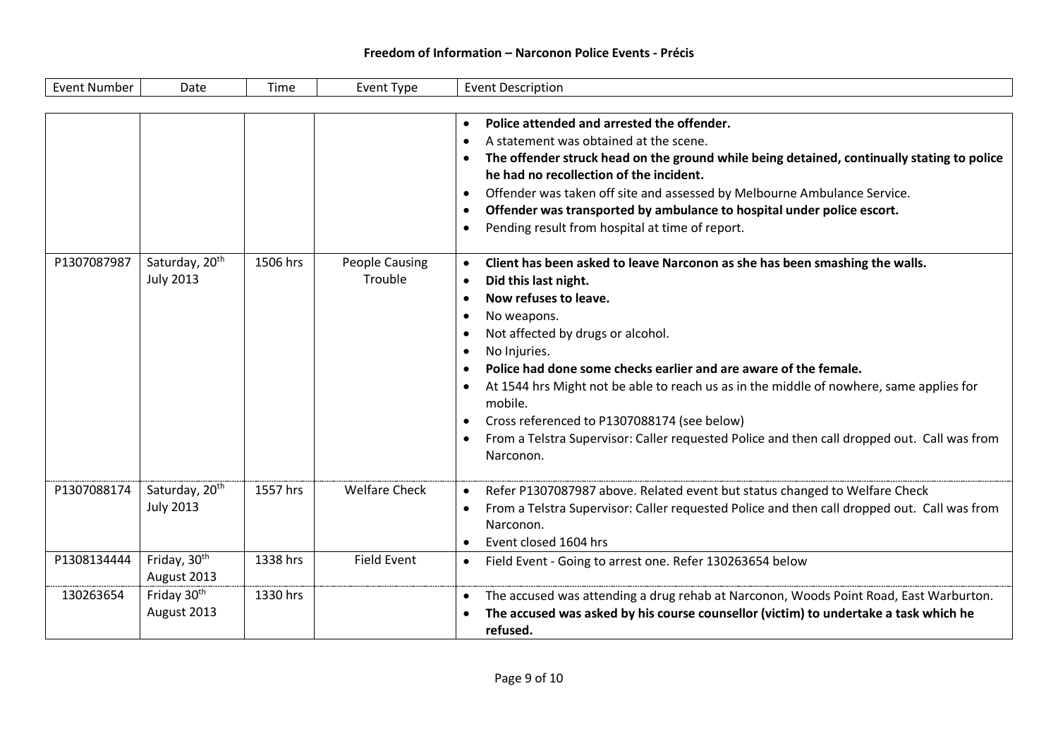# Freedom of Information – Narconon Police Events - Précis

| Event Number | Date | Time | Event Type | Event Description |
|---|---|---|---|---|
| | | | | • **Police attended and arrested the offender.**<br>• A statement was obtained at the scene.<br>• **The offender struck head on the ground while being detained, continually stating to police he had no recollection of the incident.**<br>• Offender was taken off site and assessed by Melbourne Ambulance Service.<br>• **Offender was transported by ambulance to hospital under police escort.**<br>• Pending result from hospital at time of report. |
| P1307087987 | Saturday, 20th July 2013 | 1506 hrs | People Causing Trouble | • **Client has been asked to leave Narconon as she has been smashing the walls.**<br>• **Did this last night.**<br>• **Now refuses to leave.**<br>• No weapons.<br>• Not affected by drugs or alcohol.<br>• No Injuries.<br>• **Police had done some checks earlier and are aware of the female.**<br>• At 1544 hrs Might not be able to reach us as in the middle of nowhere, same applies for mobile.<br>• Cross referenced to P1307088174 (see below)<br>• From a Telstra Supervisor: Caller requested Police and then call dropped out. Call was from Narconon. |
| P1307088174 | Saturday, 20th July 2013 | 1557 hrs | Welfare Check | • Refer P1307087987 above. Related event but status changed to Welfare Check<br>• From a Telstra Supervisor: Caller requested Police and then call dropped out. Call was from Narconon.<br>• Event closed 1604 hrs |
| P1308134444 | Friday, 30th August 2013 | 1338 hrs | Field Event | • Field Event - Going to arrest one. Refer 130263654 below |
| 130263654 | Friday 30th August 2013 | 1330 hrs | | • The accused was attending a drug rehab at Narconon, Woods Point Road, East Warburton.<br>• **The accused was asked by his course counsellor (victim) to undertake a task which he refused.** |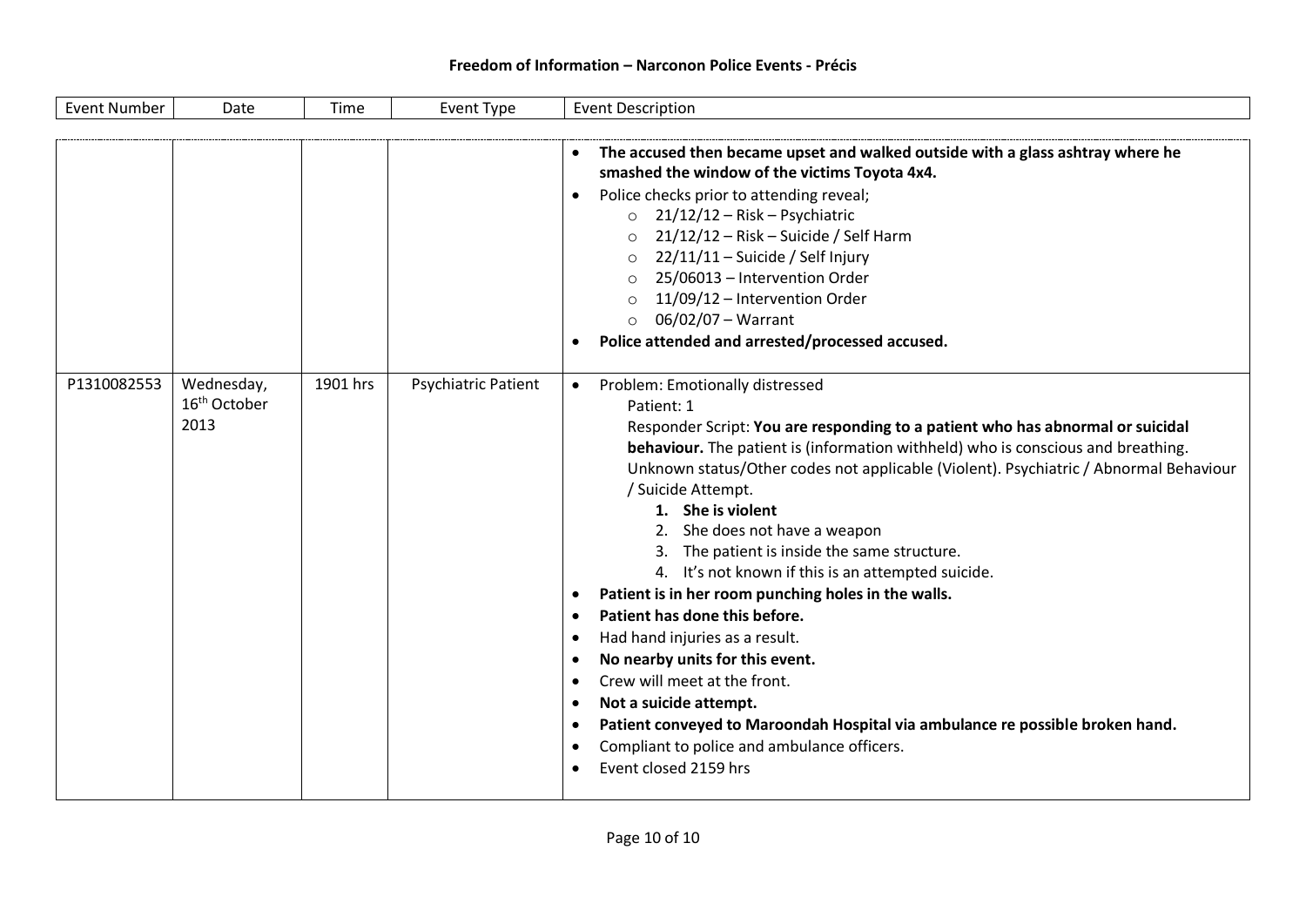# Freedom of Information – Narconon Police Events - Précis

| Event Number | Date | Time | Event Type | Event Description |
|---|---|---|---|---|
| | | | | • **The accused then became upset and walked outside with a glass ashtray where he smashed the window of the victims Toyota 4x4.**<br>• Police checks prior to attending reveal;<br>○ 21/12/12 – Risk – Psychiatric<br>○ 21/12/12 – Risk – Suicide / Self Harm<br>○ 22/11/11 – Suicide / Self Injury<br>○ 25/06013 – Intervention Order<br>○ 11/09/12 – Intervention Order<br>○ 06/02/07 – Warrant<br>• **Police attended and arrested/processed accused.** |
| P1310082553 | Wednesday, 16th October 2013 | 1901 hrs | Psychiatric Patient | • Problem: Emotionally distressed<br>Patient: 1<br>Responder Script: **You are responding to a patient who has abnormal or suicidal behaviour.** The patient is (information withheld) who is conscious and breathing. Unknown status/Other codes not applicable (Violent). Psychiatric / Abnormal Behaviour / Suicide Attempt.<br>1. **She is violent**<br>2. She does not have a weapon<br>3. The patient is inside the same structure.<br>4. It's not known if this is an attempted suicide.<br>• **Patient is in her room punching holes in the walls.**<br>• **Patient has done this before.**<br>• Had hand injuries as a result.<br>• **No nearby units for this event.**<br>• Crew will meet at the front.<br>• **Not a suicide attempt.**<br>• **Patient conveyed to Maroondah Hospital via ambulance re possible broken hand.**<br>• Compliant to police and ambulance officers.<br>• Event closed 2159 hrs |